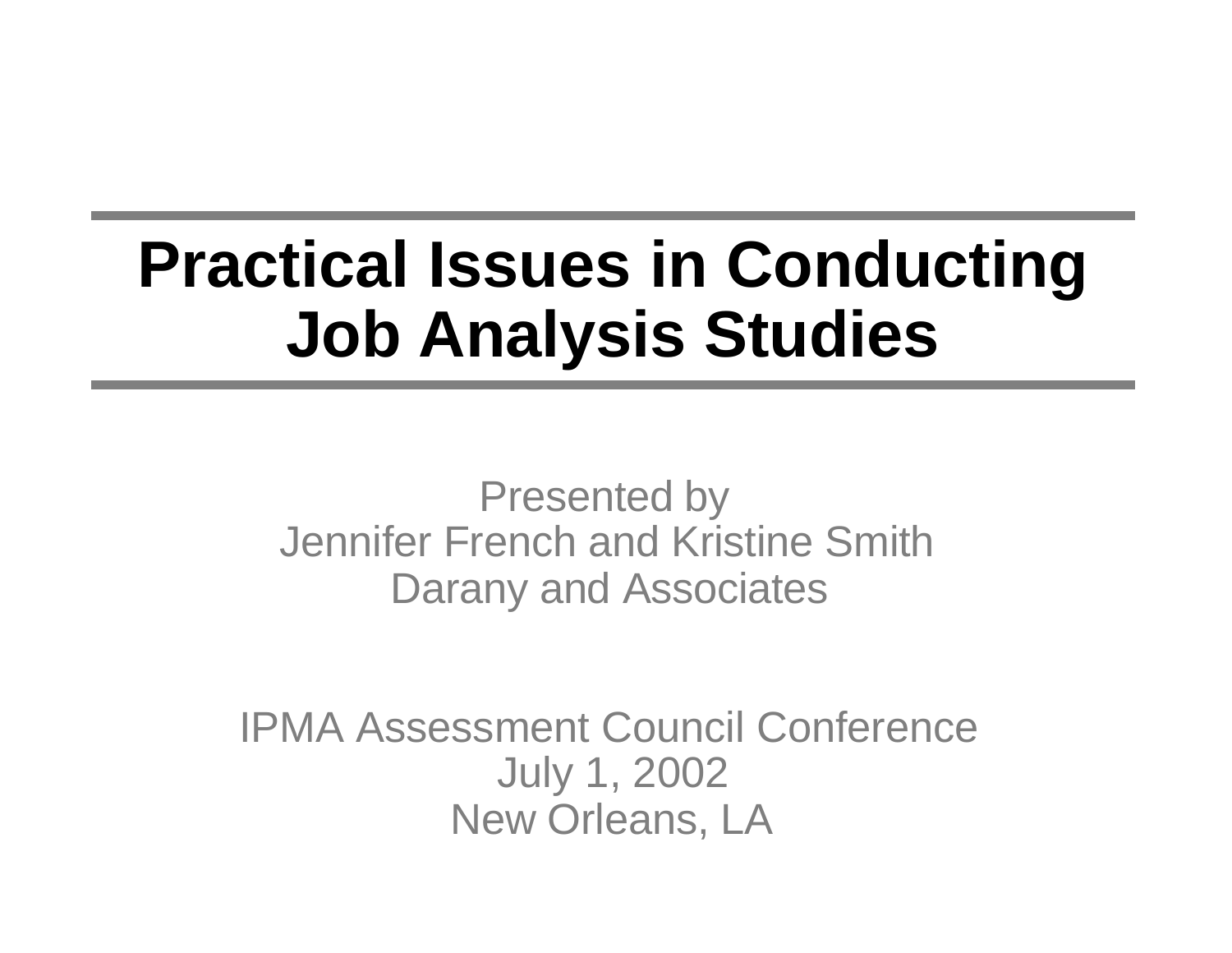# Practical Issues in Conducting Job Analysis Studies

Presented by
Jennifer French and Kristine Smith
Darany and Associates

IPMA Assessment Council Conference
July 1, 2002
New Orleans, LA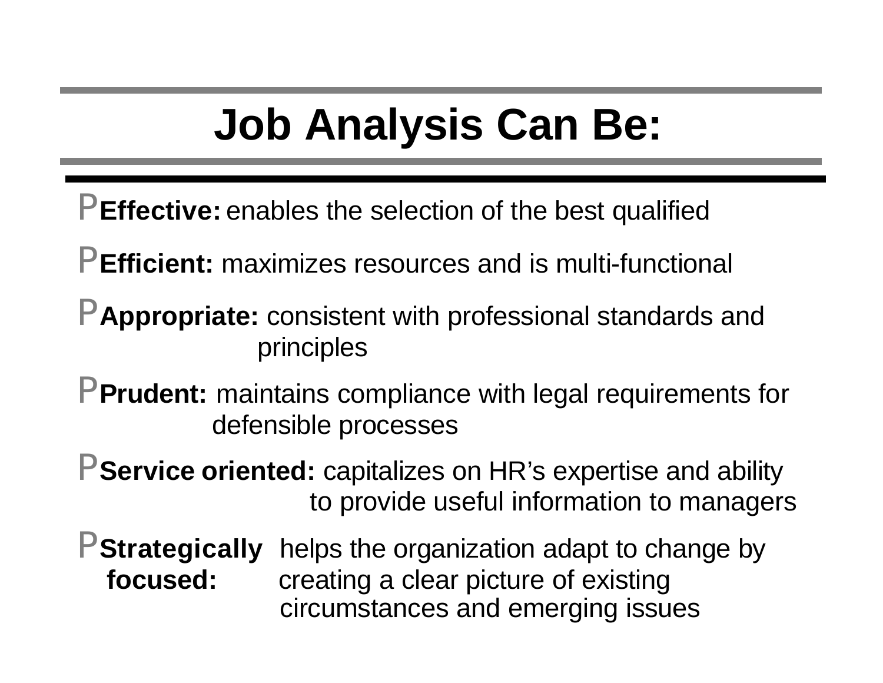# Job Analysis Can Be:

- **Effective:** enables the selection of the best qualified
- **Efficient:** maximizes resources and is multi-functional
- **Appropriate:** consistent with professional standards and principles
- **Prudent:** maintains compliance with legal requirements for defensible processes
- **Service oriented:** capitalizes on HR's expertise and ability to provide useful information to managers
- **Strategically focused:** helps the organization adapt to change by creating a clear picture of existing circumstances and emerging issues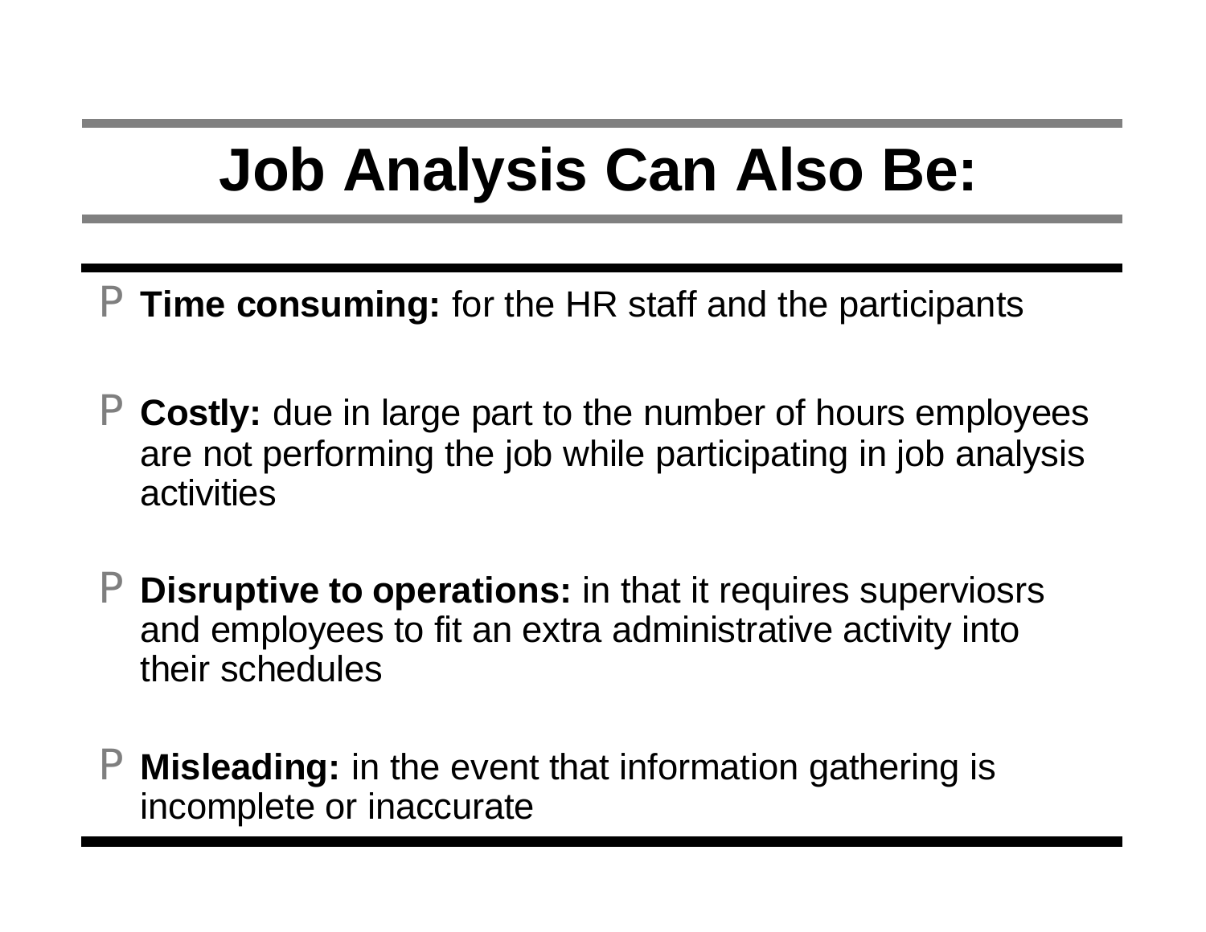# Job Analysis Can Also Be:

- **Time consuming:** for the HR staff and the participants
- **Costly:** due in large part to the number of hours employees are not performing the job while participating in job analysis activities
- **Disruptive to operations:** in that it requires superviosrs and employees to fit an extra administrative activity into their schedules
- **Misleading:** in the event that information gathering is incomplete or inaccurate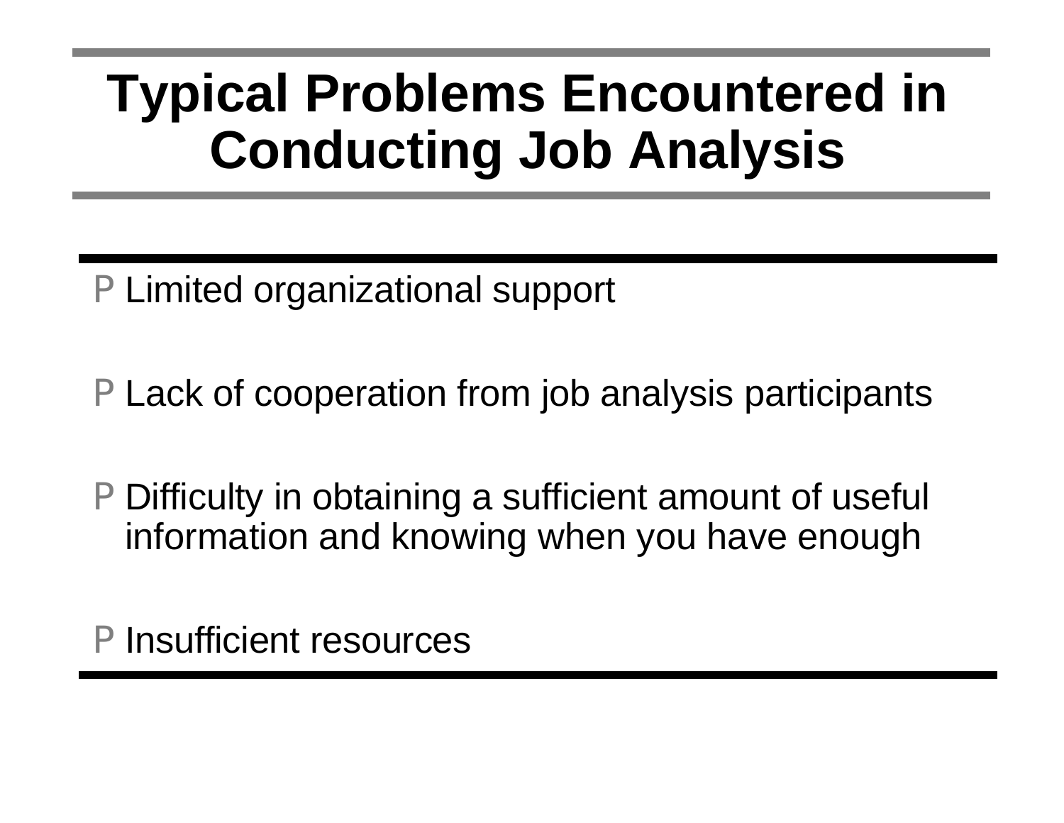# Typical Problems Encountered in Conducting Job Analysis

- Limited organizational support
- Lack of cooperation from job analysis participants
- Difficulty in obtaining a sufficient amount of useful information and knowing when you have enough
- Insufficient resources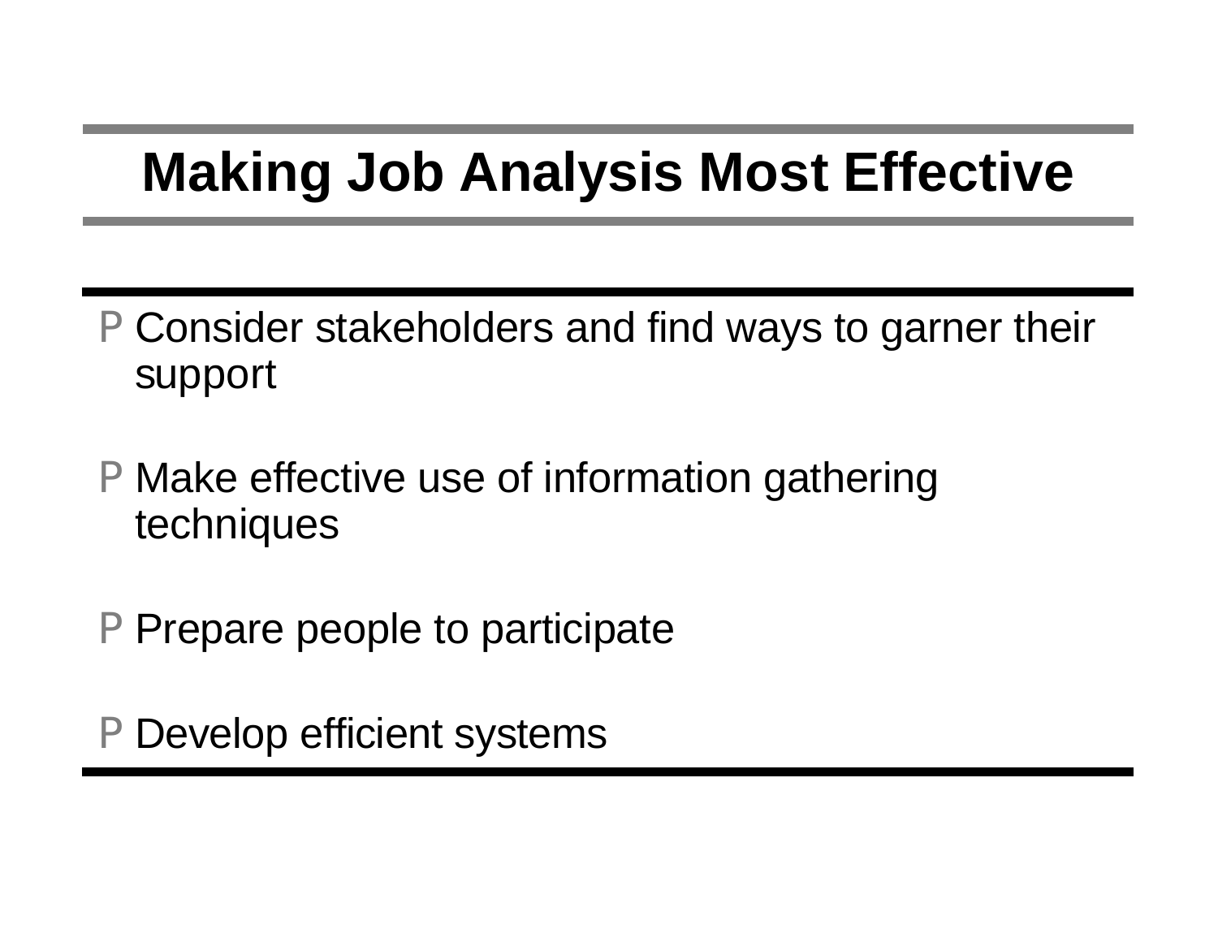# Making Job Analysis Most Effective

- Consider stakeholders and find ways to garner their support
- Make effective use of information gathering techniques
- Prepare people to participate
- Develop efficient systems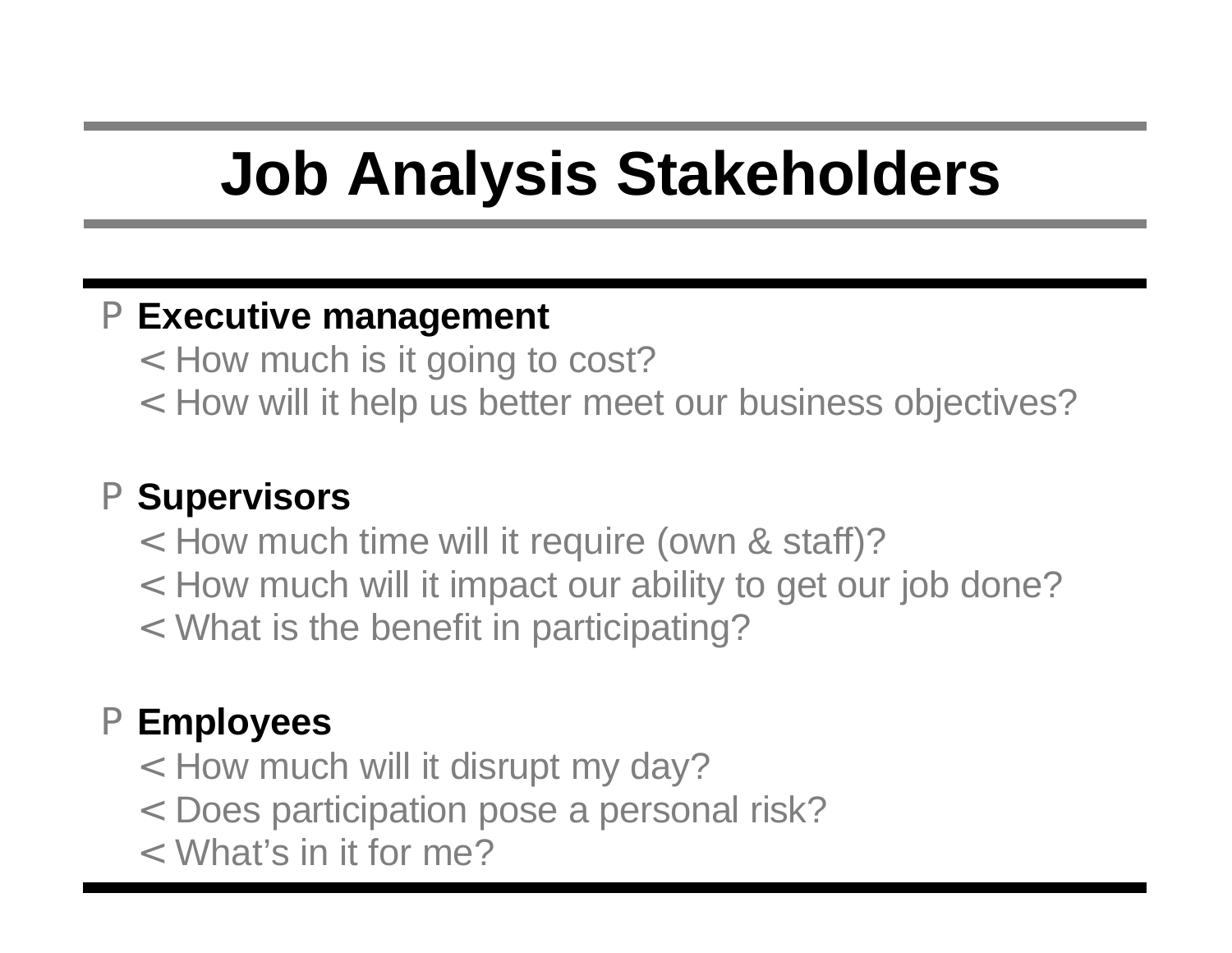# Job Analysis Stakeholders

- **Executive management**
  - How much is it going to cost?
  - How will it help us better meet our business objectives?

- **Supervisors**
  - How much time will it require (own & staff)?
  - How much will it impact our ability to get our job done?
  - What is the benefit in participating?

- **Employees**
  - How much will it disrupt my day?
  - Does participation pose a personal risk?
  - What’s in it for me?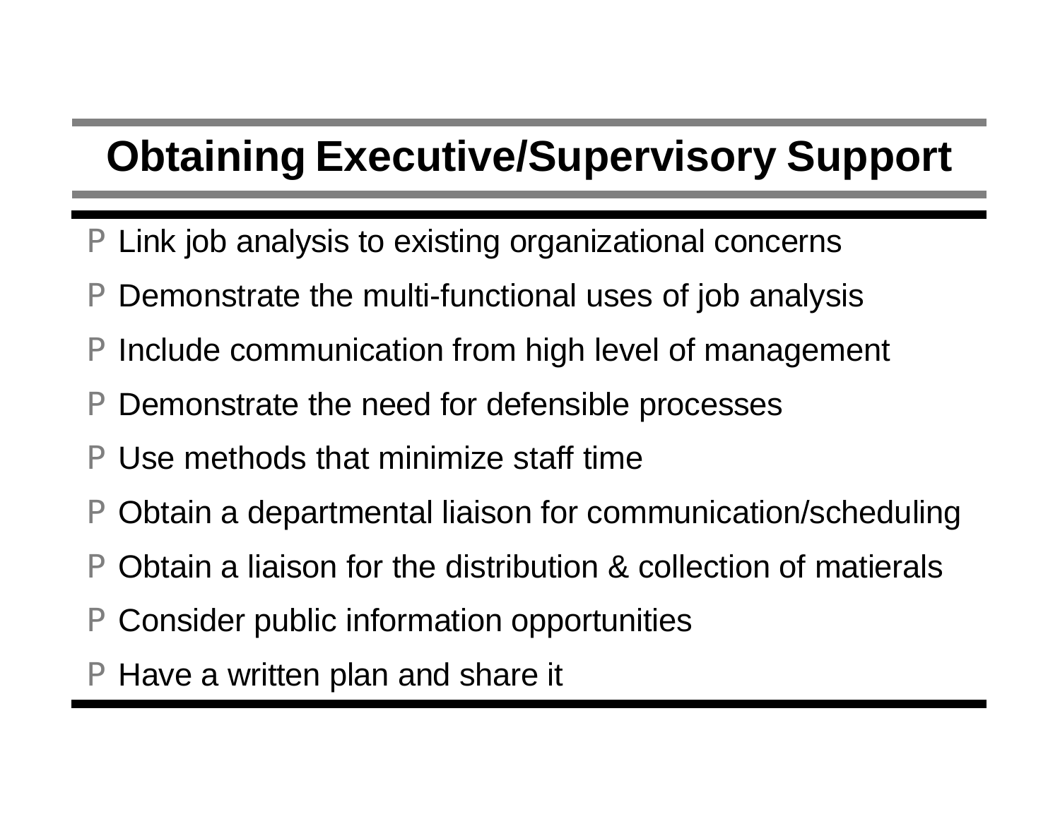# Obtaining Executive/Supervisory Support

- Link job analysis to existing organizational concerns
- Demonstrate the multi-functional uses of job analysis
- Include communication from high level of management
- Demonstrate the need for defensible processes
- Use methods that minimize staff time
- Obtain a departmental liaison for communication/scheduling
- Obtain a liaison for the distribution & collection of matierals
- Consider public information opportunities
- Have a written plan and share it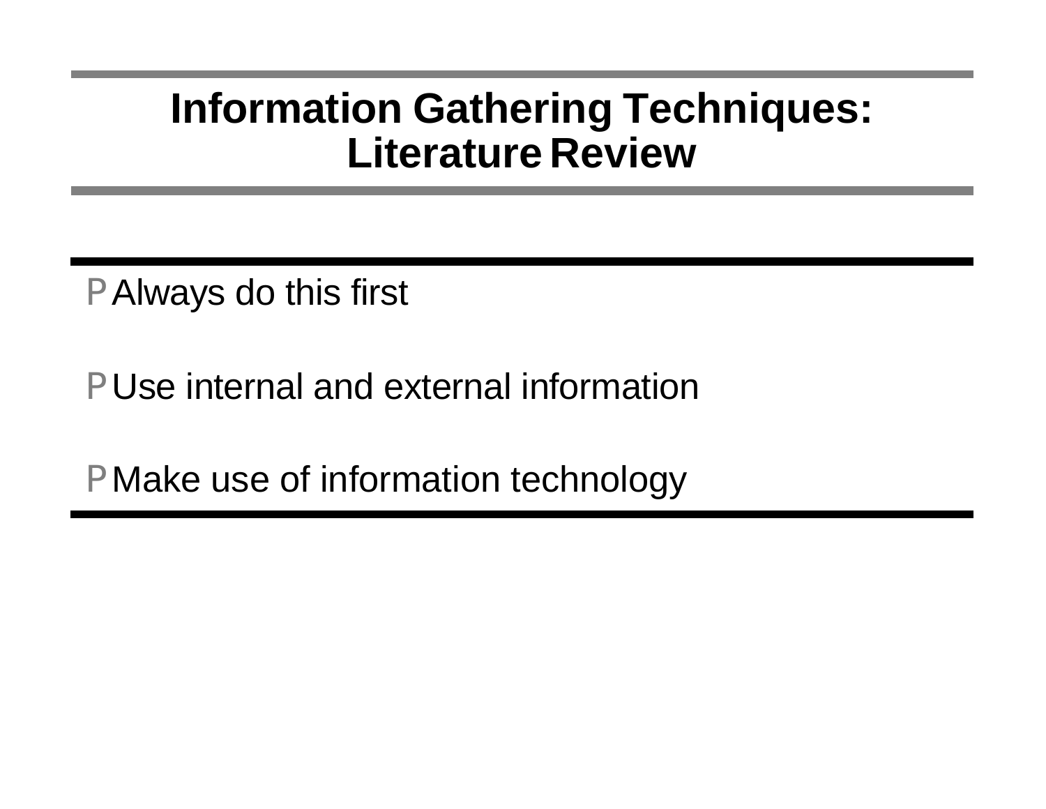# Information Gathering Techniques: Literature Review

- Always do this first
- Use internal and external information
- Make use of information technology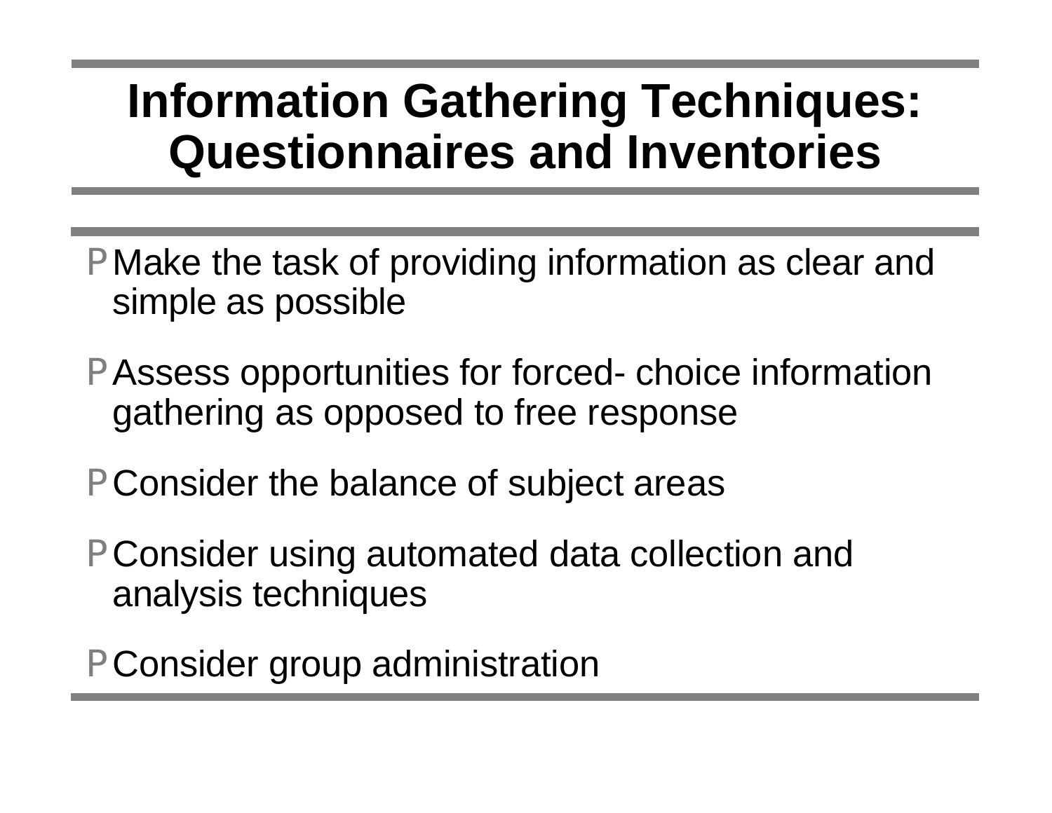# Information Gathering Techniques: Questionnaires and Inventories

- Make the task of providing information as clear and simple as possible
- Assess opportunities for forced- choice information gathering as opposed to free response
- Consider the balance of subject areas
- Consider using automated data collection and analysis techniques
- Consider group administration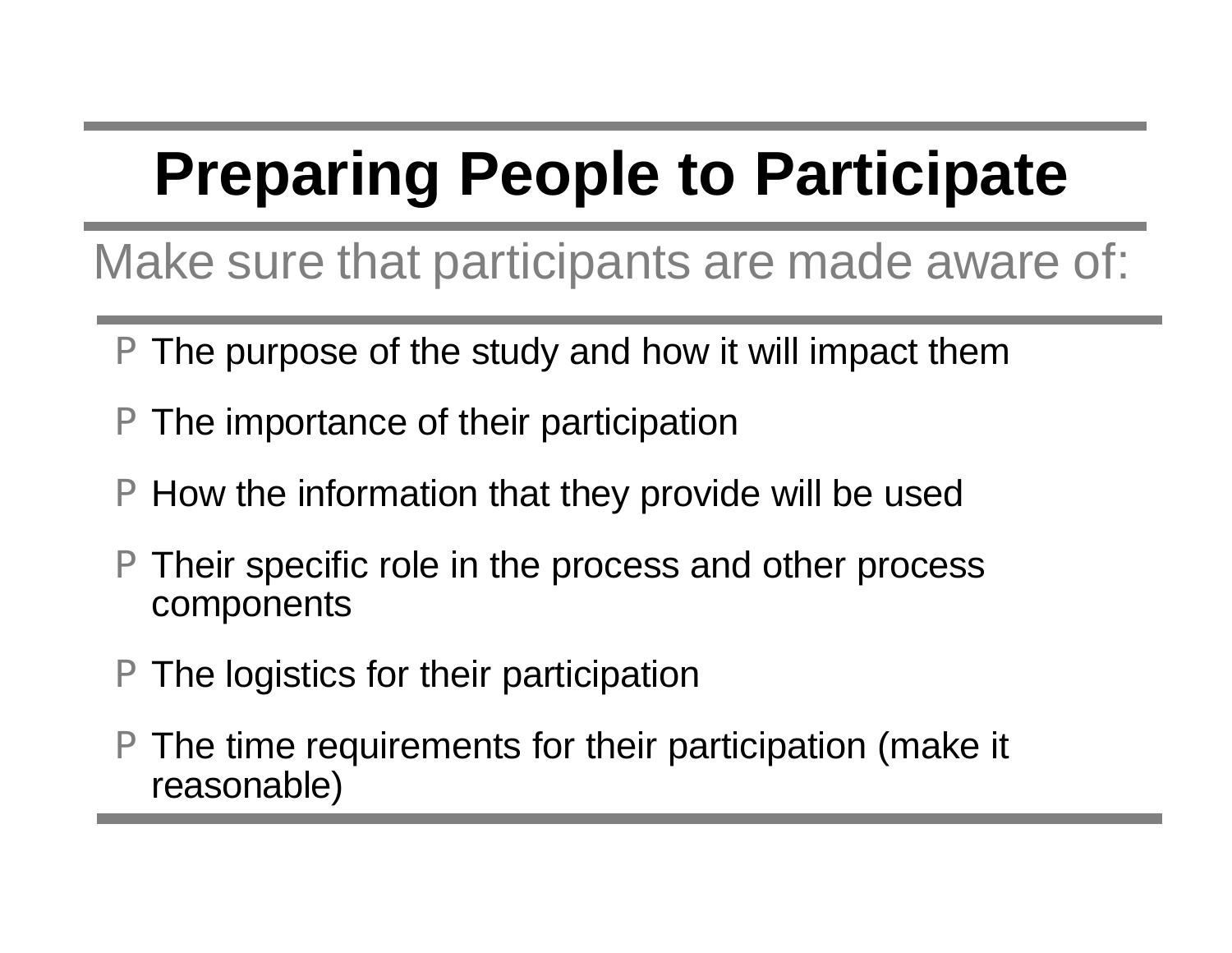# Preparing People to Participate

Make sure that participants are made aware of:

- The purpose of the study and how it will impact them
- The importance of their participation
- How the information that they provide will be used
- Their specific role in the process and other process components
- The logistics for their participation
- The time requirements for their participation (make it reasonable)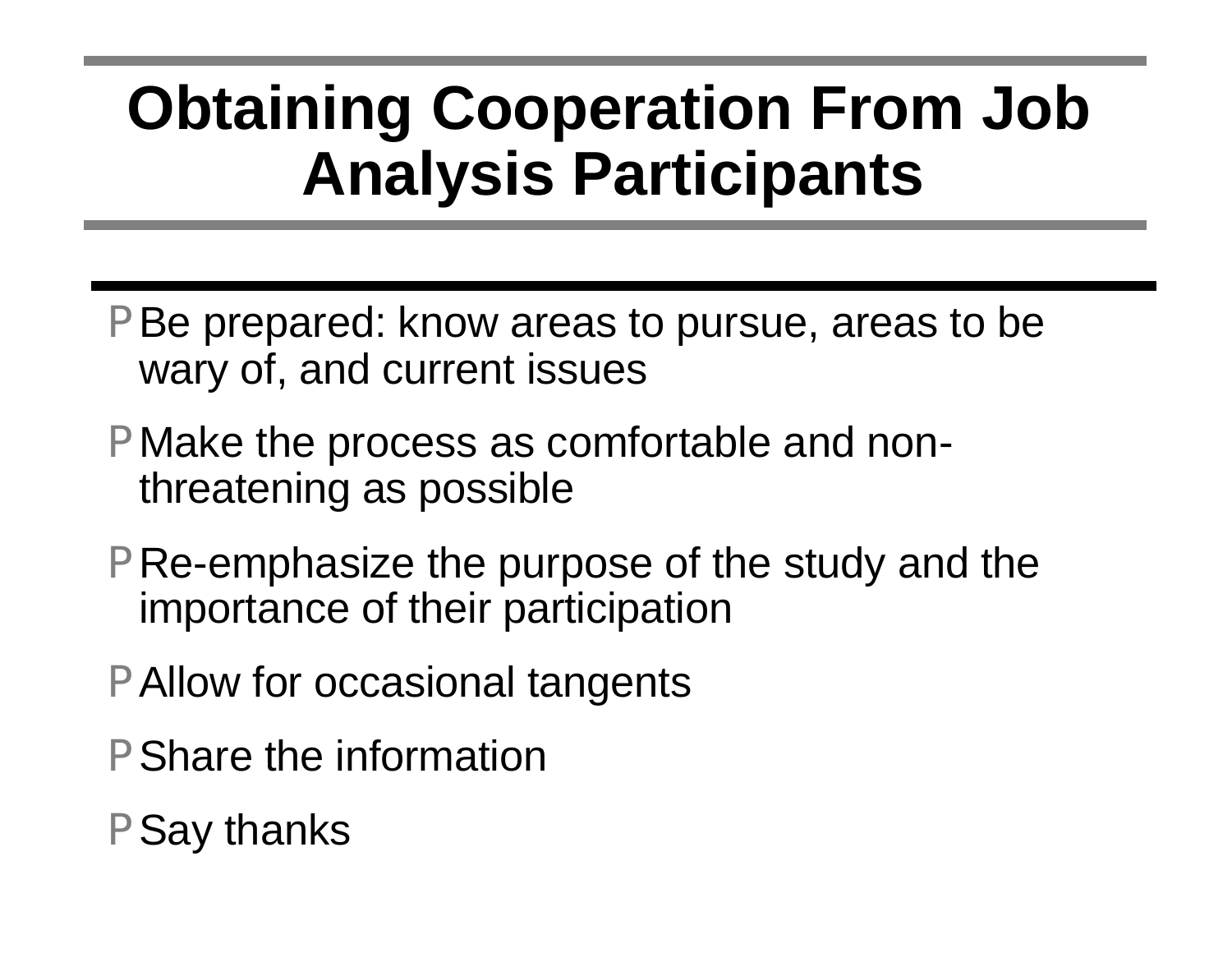# Obtaining Cooperation From Job Analysis Participants

- Be prepared: know areas to pursue, areas to be wary of, and current issues
- Make the process as comfortable and non-threatening as possible
- Re-emphasize the purpose of the study and the importance of their participation
- Allow for occasional tangents
- Share the information
- Say thanks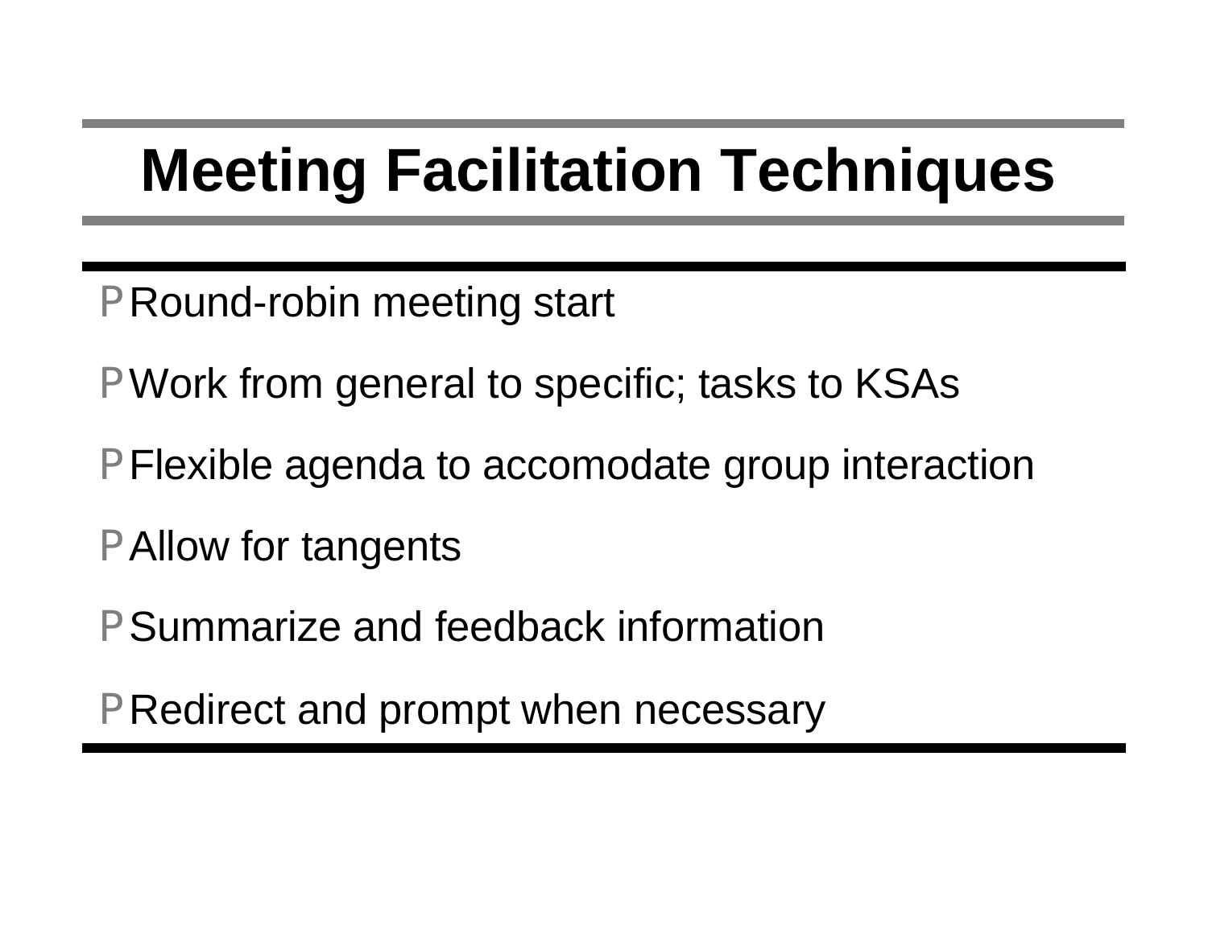# Meeting Facilitation Techniques

- Round-robin meeting start
- Work from general to specific; tasks to KSAs
- Flexible agenda to accomodate group interaction
- Allow for tangents
- Summarize and feedback information
- Redirect and prompt when necessary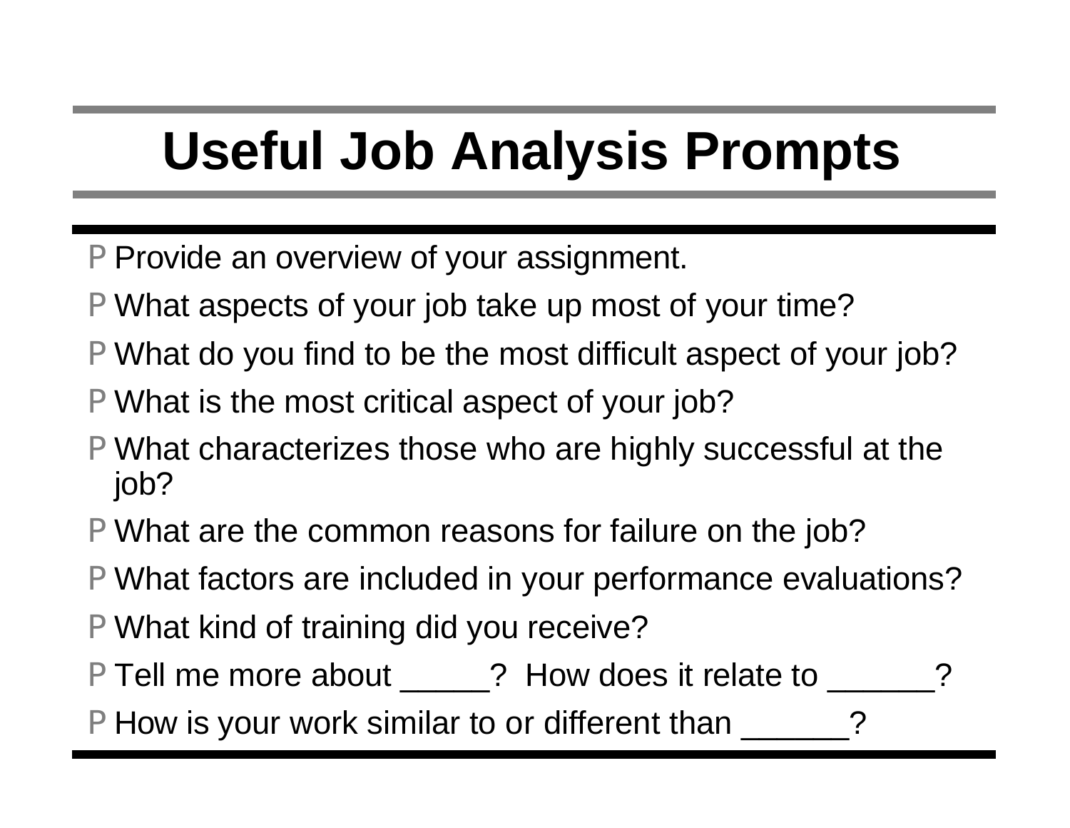# Useful Job Analysis Prompts

- Provide an overview of your assignment.
- What aspects of your job take up most of your time?
- What do you find to be the most difficult aspect of your job?
- What is the most critical aspect of your job?
- What characterizes those who are highly successful at the job?
- What are the common reasons for failure on the job?
- What factors are included in your performance evaluations?
- What kind of training did you receive?
- Tell me more about _____? How does it relate to ______?
- How is your work similar to or different than ______?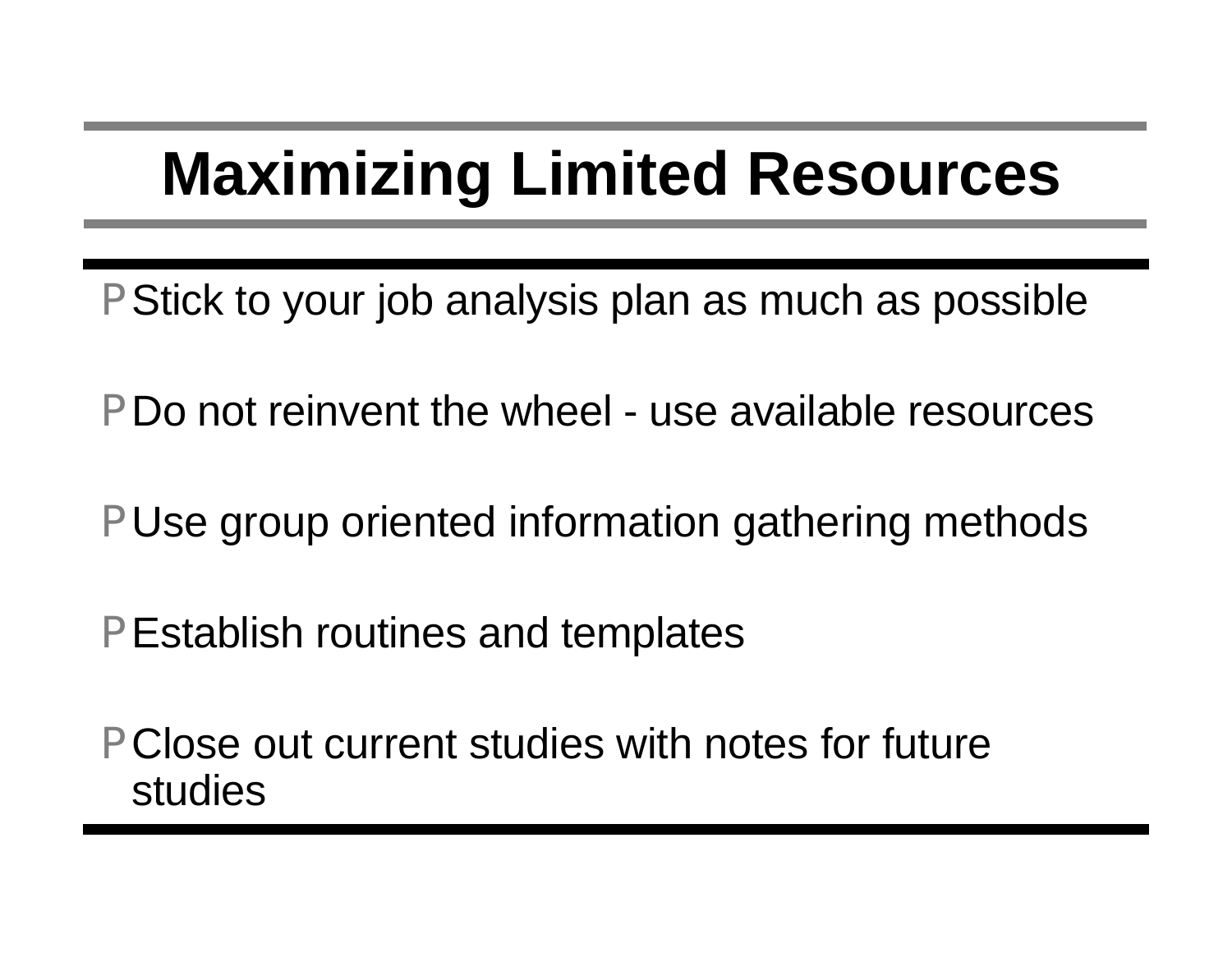# Maximizing Limited Resources

- Stick to your job analysis plan as much as possible
- Do not reinvent the wheel - use available resources
- Use group oriented information gathering methods
- Establish routines and templates
- Close out current studies with notes for future studies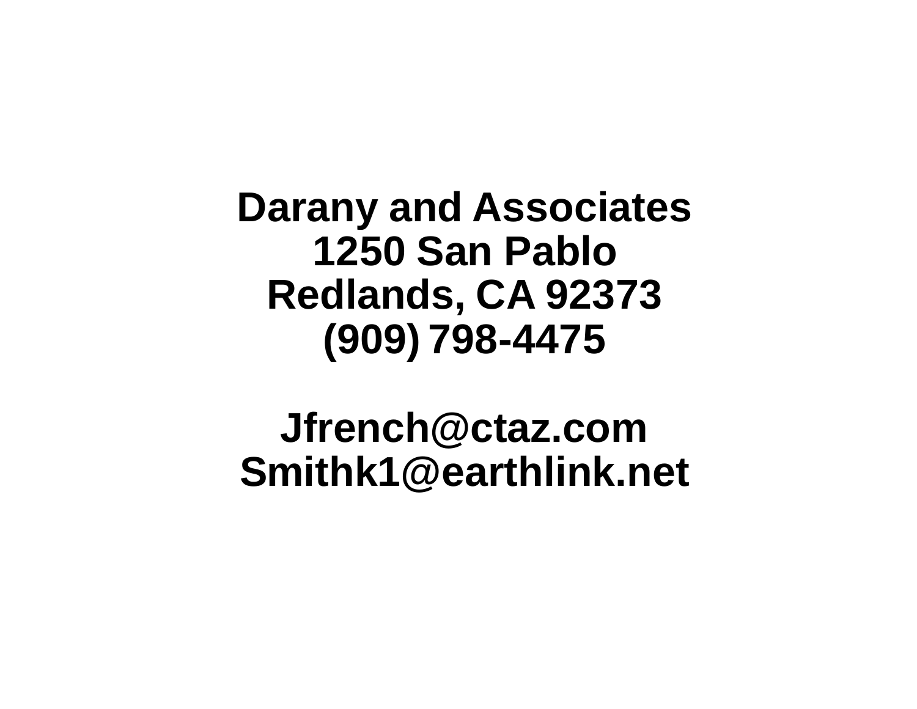**Darany and Associates**
**1250 San Pablo**
**Redlands, CA 92373**
**(909) 798-4475**

**Jfrench@ctaz.com**
**Smithk1@earthlink.net**